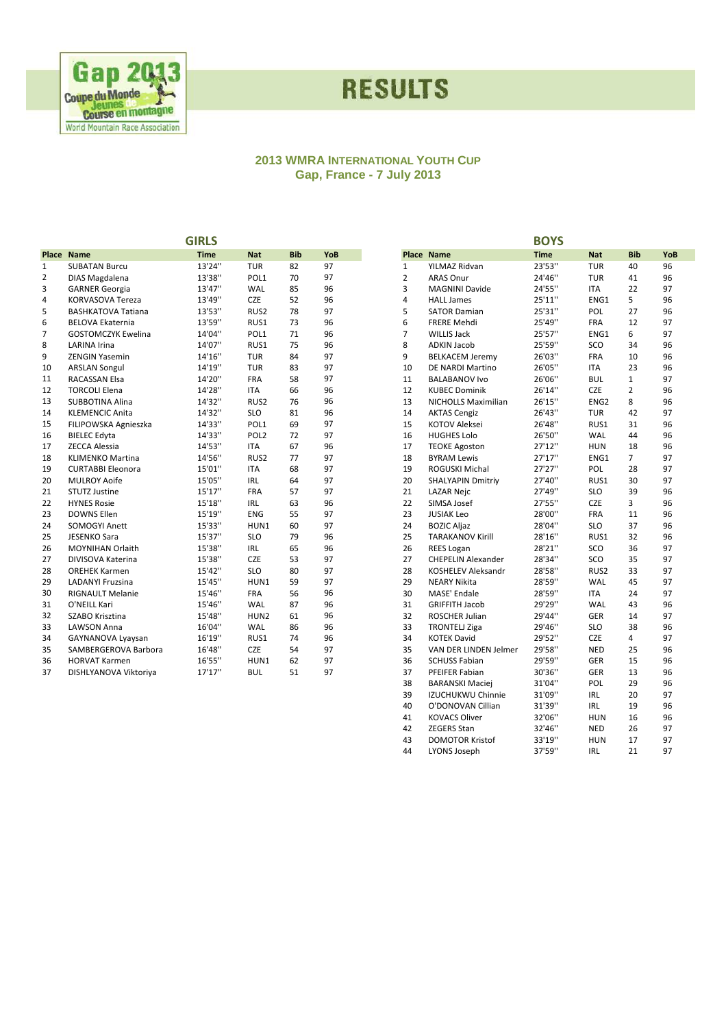# RESULTS

## 2013 WMRA International Youth Cup
## Gap, France - 7 July 2013

### GIRLS

| Place | Name | Time | Nat | Bib | YoB |
|---|---|---|---|---|---|
| 1 | SUBATAN Burcu | 13'24'' | TUR | 82 | 97 |
| 2 | DIAS Magdalena | 13'38'' | POL1 | 70 | 97 |
| 3 | GARNER Georgia | 13'47'' | WAL | 85 | 96 |
| 4 | KORVASOVA Tereza | 13'49'' | CZE | 52 | 96 |
| 5 | BASHKATOVA Tatiana | 13'53'' | RUS2 | 78 | 97 |
| 6 | BELOVA Ekaternia | 13'59'' | RUS1 | 73 | 96 |
| 7 | GOSTOMCZYK Ewelina | 14'04'' | POL1 | 71 | 96 |
| 8 | LARINA Irina | 14'07'' | RUS1 | 75 | 96 |
| 9 | ZENGIN Yasemin | 14'16'' | TUR | 84 | 97 |
| 10 | ARSLAN Songul | 14'19'' | TUR | 83 | 97 |
| 11 | RACASSAN Elsa | 14'20'' | FRA | 58 | 97 |
| 12 | TORCOLI Elena | 14'28'' | ITA | 66 | 96 |
| 13 | SUBBOTINA Alina | 14'32'' | RUS2 | 76 | 96 |
| 14 | KLEMENCIC Anita | 14'32'' | SLO | 81 | 96 |
| 15 | FILIPOWSKA Agnieszka | 14'33'' | POL1 | 69 | 97 |
| 16 | BIELEC Edyta | 14'33'' | POL2 | 72 | 97 |
| 17 | ZECCA Alessia | 14'53'' | ITA | 67 | 96 |
| 18 | KLIMENKO Martina | 14'56'' | RUS2 | 77 | 97 |
| 19 | CURTABBI Eleonora | 15'01'' | ITA | 68 | 97 |
| 20 | MULROY Aoife | 15'05'' | IRL | 64 | 97 |
| 21 | STUTZ Justine | 15'17'' | FRA | 57 | 97 |
| 22 | HYNES Rosie | 15'18'' | IRL | 63 | 96 |
| 23 | DOWNS Ellen | 15'19'' | ENG | 55 | 97 |
| 24 | SOMOGYI Anett | 15'33'' | HUN1 | 60 | 97 |
| 25 | JESENKO Sara | 15'37'' | SLO | 79 | 96 |
| 26 | MOYNIHAN Orlaith | 15'38'' | IRL | 65 | 96 |
| 27 | DIVISOVA Katerina | 15'38'' | CZE | 53 | 97 |
| 28 | OREHEK Karmen | 15'42'' | SLO | 80 | 97 |
| 29 | LADANYI Fruzsina | 15'45'' | HUN1 | 59 | 97 |
| 30 | RIGNAULT Melanie | 15'46'' | FRA | 56 | 96 |
| 31 | O'NEILL Kari | 15'46'' | WAL | 87 | 96 |
| 32 | SZABO Krisztina | 15'48'' | HUN2 | 61 | 96 |
| 33 | LAWSON Anna | 16'04'' | WAL | 86 | 96 |
| 34 | GAYNANOVA Lyaysan | 16'19'' | RUS1 | 74 | 96 |
| 35 | SAMBERGEROVA Barbora | 16'48'' | CZE | 54 | 97 |
| 36 | HORVAT Karmen | 16'55'' | HUN1 | 62 | 97 |
| 37 | DISHLYANOVA Viktoriya | 17'17'' | BUL | 51 | 97 |

### BOYS

| Place | Name | Time | Nat | Bib | YoB |
|---|---|---|---|---|---|
| 1 | YILMAZ Ridvan | 23'53'' | TUR | 40 | 96 |
| 2 | ARAS Onur | 24'46'' | TUR | 41 | 96 |
| 3 | MAGNINI Davide | 24'55'' | ITA | 22 | 97 |
| 4 | HALL James | 25'11'' | ENG1 | 5 | 96 |
| 5 | SATOR Damian | 25'31'' | POL | 27 | 96 |
| 6 | FRERE Mehdi | 25'49'' | FRA | 12 | 97 |
| 7 | WILLIS Jack | 25'57'' | ENG1 | 6 | 97 |
| 8 | ADKIN Jacob | 25'59'' | SCO | 34 | 96 |
| 9 | BELKACEM Jeremy | 26'03'' | FRA | 10 | 96 |
| 10 | DE NARDI Martino | 26'05'' | ITA | 23 | 96 |
| 11 | BALABANOV Ivo | 26'06'' | BUL | 1 | 97 |
| 12 | KUBEC Dominik | 26'14'' | CZE | 2 | 96 |
| 13 | NICHOLLS Maximilian | 26'15'' | ENG2 | 8 | 96 |
| 14 | AKTAS Cengiz | 26'43'' | TUR | 42 | 97 |
| 15 | KOTOV Aleksei | 26'48'' | RUS1 | 31 | 96 |
| 16 | HUGHES Lolo | 26'50'' | WAL | 44 | 96 |
| 17 | TEOKE Agoston | 27'12'' | HUN | 18 | 96 |
| 18 | BYRAM Lewis | 27'17'' | ENG1 | 7 | 97 |
| 19 | ROGUSKI Michal | 27'27'' | POL | 28 | 97 |
| 20 | SHALYAPIN Dmitriy | 27'40'' | RUS1 | 30 | 97 |
| 21 | LAZAR Nejc | 27'49'' | SLO | 39 | 96 |
| 22 | SIMSA Josef | 27'55'' | CZE | 3 | 96 |
| 23 | JUSIAK Leo | 28'00'' | FRA | 11 | 96 |
| 24 | BOZIC Aljaz | 28'04'' | SLO | 37 | 96 |
| 25 | TARAKANOV Kirill | 28'16'' | RUS1 | 32 | 96 |
| 26 | REES Logan | 28'21'' | SCO | 36 | 97 |
| 27 | CHEPELIN Alexander | 28'34'' | SCO | 35 | 97 |
| 28 | KOSHELEV Aleksandr | 28'58'' | RUS2 | 33 | 97 |
| 29 | NEARY Nikita | 28'59'' | WAL | 45 | 97 |
| 30 | MASE' Endale | 28'59'' | ITA | 24 | 97 |
| 31 | GRIFFITH Jacob | 29'29'' | WAL | 43 | 96 |
| 32 | ROSCHER Julian | 29'44'' | GER | 14 | 97 |
| 33 | TRONTELJ Ziga | 29'46'' | SLO | 38 | 96 |
| 34 | KOTEK David | 29'52'' | CZE | 4 | 97 |
| 35 | VAN DER LINDEN Jelmer | 29'58'' | NED | 25 | 96 |
| 36 | SCHUSS Fabian | 29'59'' | GER | 15 | 96 |
| 37 | PFEIFER Fabian | 30'36'' | GER | 13 | 96 |
| 38 | BARANSKI Maciej | 31'04'' | POL | 29 | 96 |
| 39 | IZUCHUKWU Chinnie | 31'09'' | IRL | 20 | 97 |
| 40 | O'DONOVAN Cillian | 31'39'' | IRL | 19 | 96 |
| 41 | KOVACS Oliver | 32'06'' | HUN | 16 | 96 |
| 42 | ZEGERS Stan | 32'46'' | NED | 26 | 97 |
| 43 | DOMOTOR Kristof | 33'19'' | HUN | 17 | 97 |
| 44 | LYONS Joseph | 37'59'' | IRL | 21 | 97 |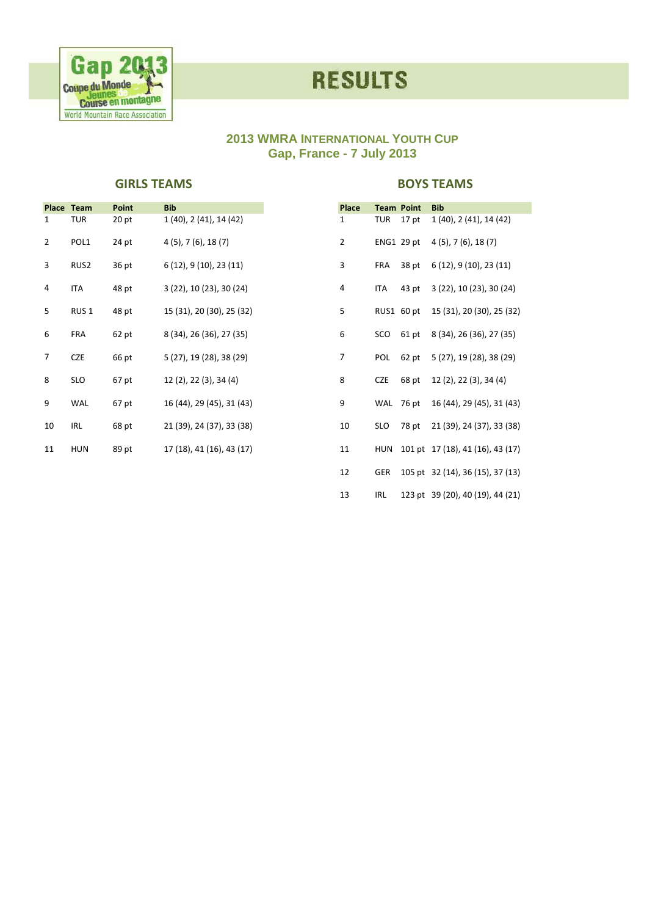# RESULTS

### 2013 WMRA International Youth Cup
### Gap, France - 7 July 2013

## GIRLS TEAMS

| Place | Team | Point | Bib |
|---|---|---|---|
| 1 | TUR | 20 pt | 1 (40), 2 (41), 14 (42) |
| 2 | POL1 | 24 pt | 4 (5), 7 (6), 18 (7) |
| 3 | RUS2 | 36 pt | 6 (12), 9 (10), 23 (11) |
| 4 | ITA | 48 pt | 3 (22), 10 (23), 30 (24) |
| 5 | RUS 1 | 48 pt | 15 (31), 20 (30), 25 (32) |
| 6 | FRA | 62 pt | 8 (34), 26 (36), 27 (35) |
| 7 | CZE | 66 pt | 5 (27), 19 (28), 38 (29) |
| 8 | SLO | 67 pt | 12 (2), 22 (3), 34 (4) |
| 9 | WAL | 67 pt | 16 (44), 29 (45), 31 (43) |
| 10 | IRL | 68 pt | 21 (39), 24 (37), 33 (38) |
| 11 | HUN | 89 pt | 17 (18), 41 (16), 43 (17) |

## BOYS TEAMS

| Place | Team | Point | Bib |
|---|---|---|---|
| 1 | TUR | 17 pt | 1 (40), 2 (41), 14 (42) |
| 2 | ENG1 | 29 pt | 4 (5), 7 (6), 18 (7) |
| 3 | FRA | 38 pt | 6 (12), 9 (10), 23 (11) |
| 4 | ITA | 43 pt | 3 (22), 10 (23), 30 (24) |
| 5 | RUS1 | 60 pt | 15 (31), 20 (30), 25 (32) |
| 6 | SCO | 61 pt | 8 (34), 26 (36), 27 (35) |
| 7 | POL | 62 pt | 5 (27), 19 (28), 38 (29) |
| 8 | CZE | 68 pt | 12 (2), 22 (3), 34 (4) |
| 9 | WAL | 76 pt | 16 (44), 29 (45), 31 (43) |
| 10 | SLO | 78 pt | 21 (39), 24 (37), 33 (38) |
| 11 | HUN | 101 pt | 17 (18), 41 (16), 43 (17) |
| 12 | GER | 105 pt | 32 (14), 36 (15), 37 (13) |
| 13 | IRL | 123 pt | 39 (20), 40 (19), 44 (21) |